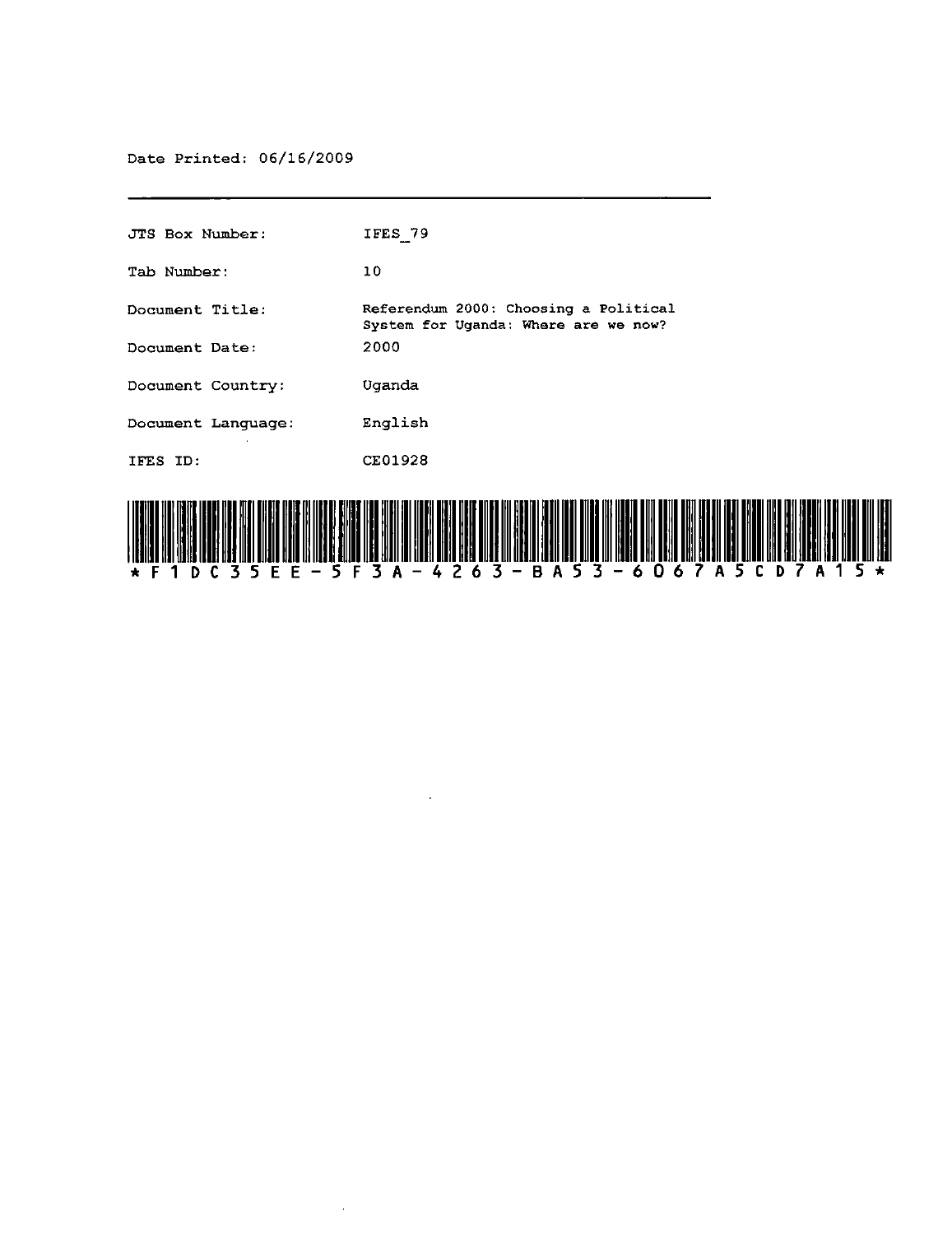Date Printed: 06/16/2009

---

| | |
|---|---|
| JTS Box Number: | IFES_79 |
| Tab Number: | 10 |
| Document Title: | Referendum 2000: Choosing a Political System for Uganda: Where are we now? |
| Document Date: | 2000 |
| Document Country: | Uganda |
| Document Language: | English |
| IFES ID: | CE01928 |

*F1DC35EE-5F3A-4263-BA53-6067A5CD7A15*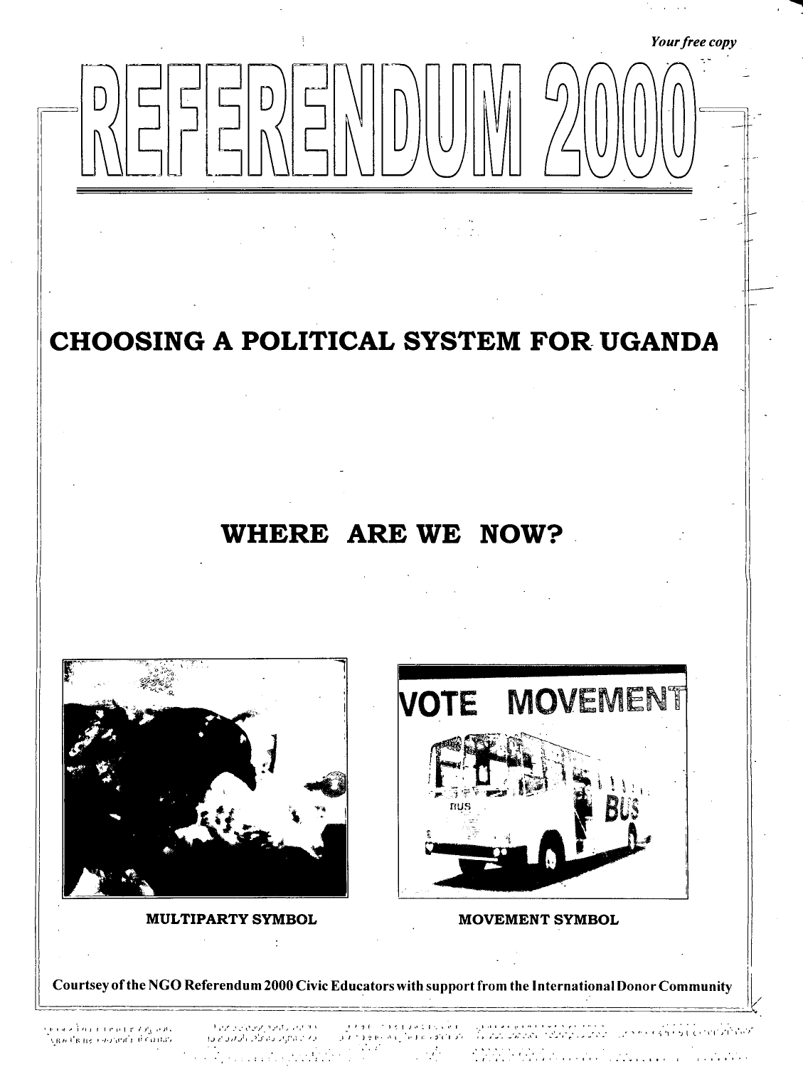*Your free copy*

# REFERENDUM 2000

## CHOOSING A POLITICAL SYSTEM FOR UGANDA

## WHERE ARE WE NOW?

MULTIPARTY SYMBOL

MOVEMENT SYMBOL

**Courtsey of the NGO Referendum 2000 Civic Educators with support from the International Donor Community**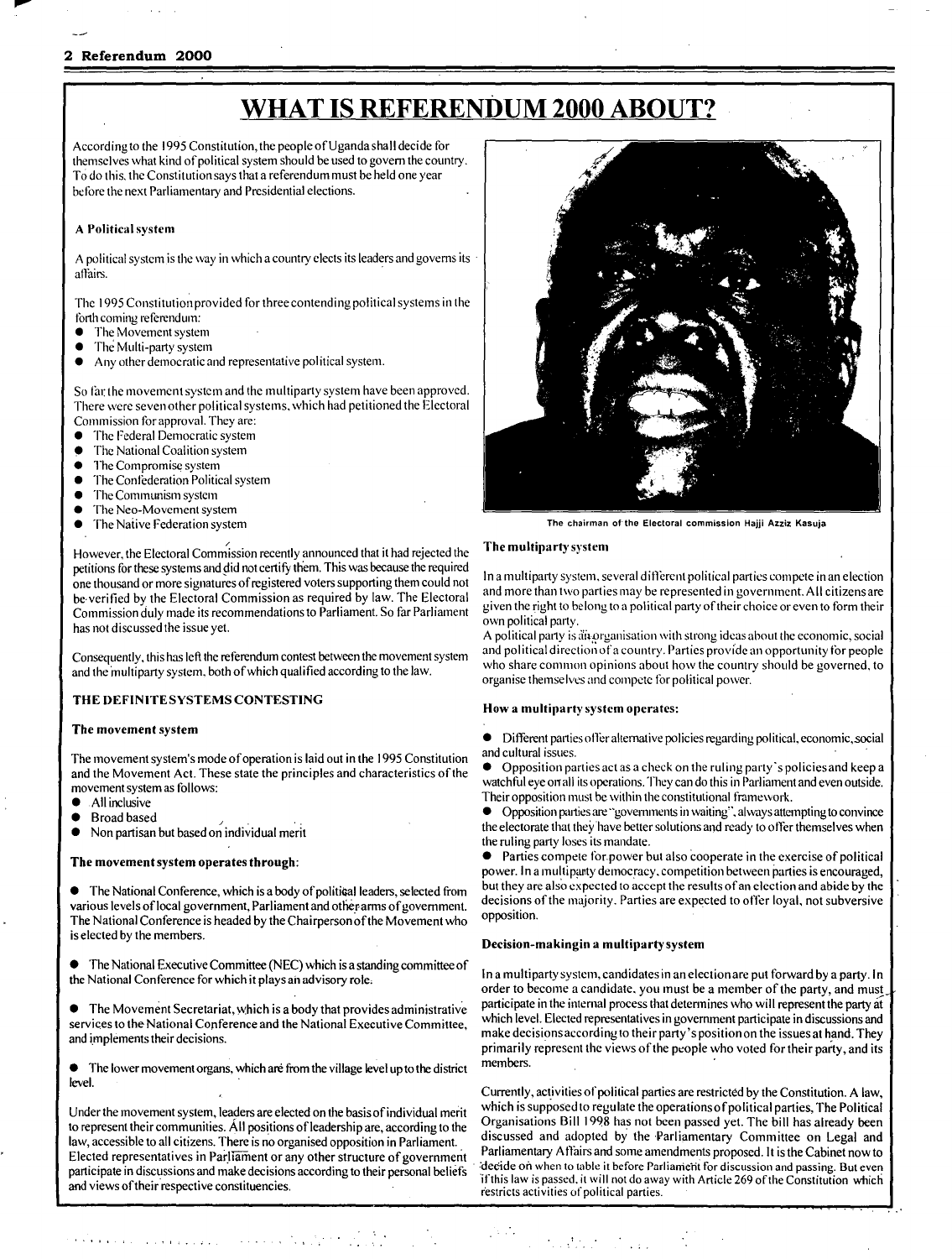# WHAT IS REFERENDUM 2000 ABOUT?

According to the 1995 Constitution, the people of Uganda shall decide for themselves what kind of political system should be used to govern the country. To do this, the Constitution says that a referendum must be held one year before the next Parliamentary and Presidential elections.

### A Political system

A political system is the way in which a country elects its leaders and governs its affairs.

The 1995 Constitution provided for three contending political systems in the forth coming referendum:

- The Movement system
- The Multi-party system
- Any other democratic and representative political system.

So far the movement system and the multiparty system have been approved. There were seven other political systems, which had petitioned the Electoral Commission for approval. They are:

- The Federal Democratic system
- The National Coalition system
- The Compromise system
- The Confederation Political system
- The Communism system
- The Neo-Movement system
- The Native Federation system

However, the Electoral Commission recently announced that it had rejected the petitions for these systems and did not certify them. This was because the required one thousand or more signatures of registered voters supporting them could not be verified by the Electoral Commission as required by law. The Electoral Commission duly made its recommendations to Parliament. So far Parliament has not discussed the issue yet.

Consequently, this has left the referendum contest between the movement system and the multiparty system, both of which qualified according to the law.

## THE DEFINITE SYSTEMS CONTESTING

### The movement system

The movement system's mode of operation is laid out in the 1995 Constitution and the Movement Act. These state the principles and characteristics of the movement system as follows:

- All inclusive
- Broad based
- Non partisan but based on individual merit

### The movement system operates through:

- The National Conference, which is a body of political leaders, selected from various levels of local government, Parliament and other arms of government. The National Conference is headed by the Chairperson of the Movement who is elected by the members.

- The National Executive Committee (NEC) which is a standing committee of the National Conference for which it plays an advisory role.

- The Movement Secretariat, which is a body that provides administrative services to the National Conference and the National Executive Committee, and implements their decisions.

- The lower movement organs, which are from the village level up to the district level.

Under the movement system, leaders are elected on the basis of individual merit to represent their communities. All positions of leadership are, according to the law, accessible to all citizens. There is no organised opposition in Parliament. Elected representatives in Parliament or any other structure of government participate in discussions and make decisions according to their personal beliefs and views of their respective constituencies.

The chairman of the Electoral commission Hajji Azziz Kasuja

### The multiparty system

In a multiparty system, several different political parties compete in an election and more than two parties may be represented in government. All citizens are given the right to belong to a political party of their choice or even to form their own political party.

A political party is an organisation with strong ideas about the economic, social and political direction of a country. Parties provide an opportunity for people who share common opinions about how the country should be governed, to organise themselves and compete for political power.

### How a multiparty system operates:

- Different parties offer alternative policies regarding political, economic, social and cultural issues.
- Opposition parties act as a check on the ruling party's policies and keep a watchful eye on all its operations. They can do this in Parliament and even outside. Their opposition must be within the constitutional framework.
- Opposition parties are "governments in waiting", always attempting to convince the electorate that they have better solutions and ready to offer themselves when the ruling party loses its mandate.
- Parties compete for power but also cooperate in the exercise of political power. In a multiparty democracy, competition between parties is encouraged, but they are also expected to accept the results of an election and abide by the decisions of the majority. Parties are expected to offer loyal, not subversive opposition.

### Decision-makingin a multiparty system

In a multiparty system, candidates in an election are put forward by a party. In order to become a candidate, you must be a member of the party, and must participate in the internal process that determines who will represent the party at which level. Elected representatives in government participate in discussions and make decisions according to their party's position on the issues at hand. They primarily represent the views of the people who voted for their party, and its members.

Currently, activities of political parties are restricted by the Constitution. A law, which is supposed to regulate the operations of political parties, The Political Organisations Bill 1998 has not been passed yet. The bill has already been discussed and adopted by the Parliamentary Committee on Legal and Parliamentary Affairs and some amendments proposed. It is the Cabinet now to decide on when to table it before Parliament for discussion and passing. But even if this law is passed, it will not do away with Article 269 of the Constitution which restricts activities of political parties.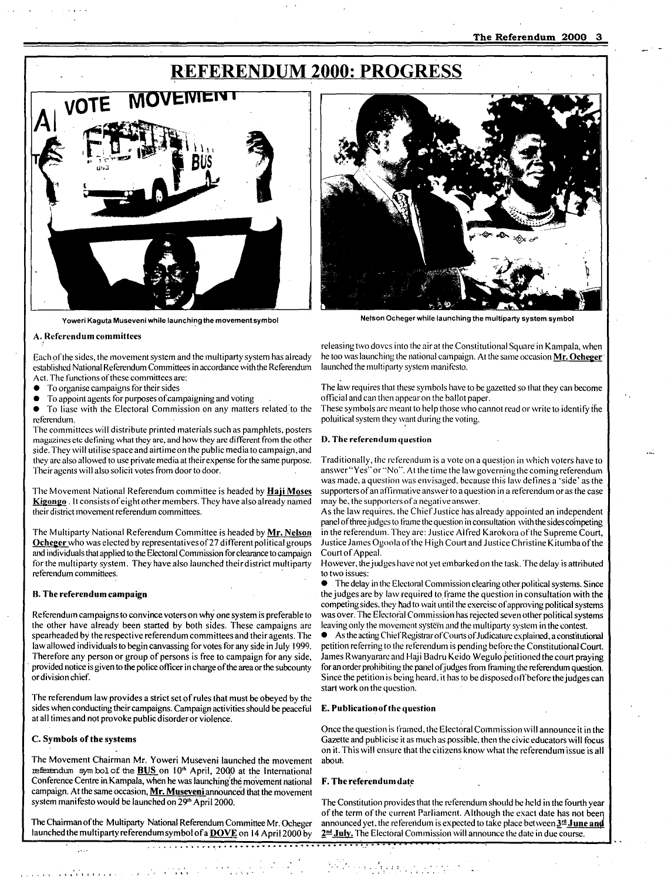# REFERENDUM 2000: PROGRESS

Yoweri Kaguta Museveni while launching the movement symbol

Nelson Ocheger while launching the multiparty system symbol

### A. Referendum committees

Each of the sides, the movement system and the multiparty system has already established National Referendum Committees in accordance with the Referendum Act. The functions of these committees are:

- To organise campaigns for their sides
- To appoint agents for purposes of campaigning and voting
- To liase with the Electoral Commission on any matters related to the referendum.

The committees will distribute printed materials such as pamphlets, posters magazines etc defining what they are, and how they are different from the other side. They will utilise space and airtime on the public media to campaign, and they are also allowed to use private media at their expense for the same purpose. Their agents will also solicit votes from door to door.

The Movement National Referendum committee is headed by **Haji Moses Kigongo**. It consists of eight other members. They have also already named their district movement referendum committees.

The Multiparty National Referendum Committee is headed by **Mr. Nelson Ocheger** who was elected by representatives of 27 different political groups and individuals that applied to the Electoral Commission for clearance to campaign for the multiparty system. They have also launched their district multiparty referendum committees.

### B. The referendum campaign

Referendum campaigns to convince voters on why one system is preferable to the other have already been started by both sides. These campaigns are spearheaded by the respective referendum committees and their agents. The law allowed individuals to begin canvassing for votes for any side in July 1999. Therefore any person or group of persons is free to campaign for any side, provided notice is given to the police officer in charge of the area or the subcounty or division chief.

The referendum law provides a strict set of rules that must be obeyed by the sides when conducting their campaigns. Campaign activities should be peaceful at all times and not provoke public disorder or violence.

### C. Symbols of the systems

The Movement Chairman Mr. Yoweri Museveni launched the movement referendum symbol of the **BUS** on 10th April, 2000 at the International Conference Centre in Kampala, when he was launching the movement national campaign. At the same occasion, **Mr. Museveni** announced that the movement system manifesto would be launched on 29th April 2000.

The Chairman of the Multiparty National Referendum Committee Mr. Ocheger launched the multiparty referendum symbol of a **DOVE** on 14 April 2000 by releasing two doves into the air at the Constitutional Square in Kampala, when he too was launching the national campaign. At the same occasion **Mr. Ocheger** launched the multiparty system manifesto.

The law requires that these symbols have to be gazetted so that they can become official and can then appear on the ballot paper.

These symbols are meant to help those who cannot read or write to identify the poluitical system they want during the voting.

### D. The referendum question

Traditionally, the referendum is a vote on a question in which voters have to answer "Yes" or "No". At the time the law governing the coming referendum was made, a question was envisaged, because this law defines a 'side' as the supporters of an affirmative answer to a question in a referendum or as the case may be, the supporters of a negative answer.

As the law requires, the Chief Justice has already appointed an independent panel of three judges to frame the question in consultation with the sides competing in the referendum. They are: Justice Alfred Karokora of the Supreme Court, Justice James Ogoola of the High Court and Justice Christine Kitumba of the Court of Appeal.

However, the judges have not yet embarked on the task. The delay is attributed to two issues:

- The delay in the Electoral Commission clearing other political systems. Since the judges are by law required to frame the question in consultation with the competing sides, they had to wait until the exercise of approving political systems was over. The Electoral Commission has rejected seven other political systems leaving only the movement system and the multiparty system in the contest.
- As the acting Chief Registrar of Courts of Judicature explained, a constitutional petition referring to the referendum is pending before the Constitutional Court. James Rwanyarare and Haji Badru Keido Wegulo petitioned the court praying for an order prohibiting the panel of judges from framing the referendum question. Since the petition is being heard, it has to be disposed off before the judges can start work on the question.

### E. Publication of the question

Once the question is framed, the Electoral Commission will announce it in the Gazette and publicise it as much as possible, then the civic educators will focus on it. This will ensure that the citizens know what the referendum issue is all about.

### F. The referendum date

The Constitution provides that the referendum should be held in the fourth year of the term of the current Parliament. Although the exact date has not been announced yet, the referendum is expected to take place between **3rd June and 2nd July.** The Electoral Commission will announce the date in due course.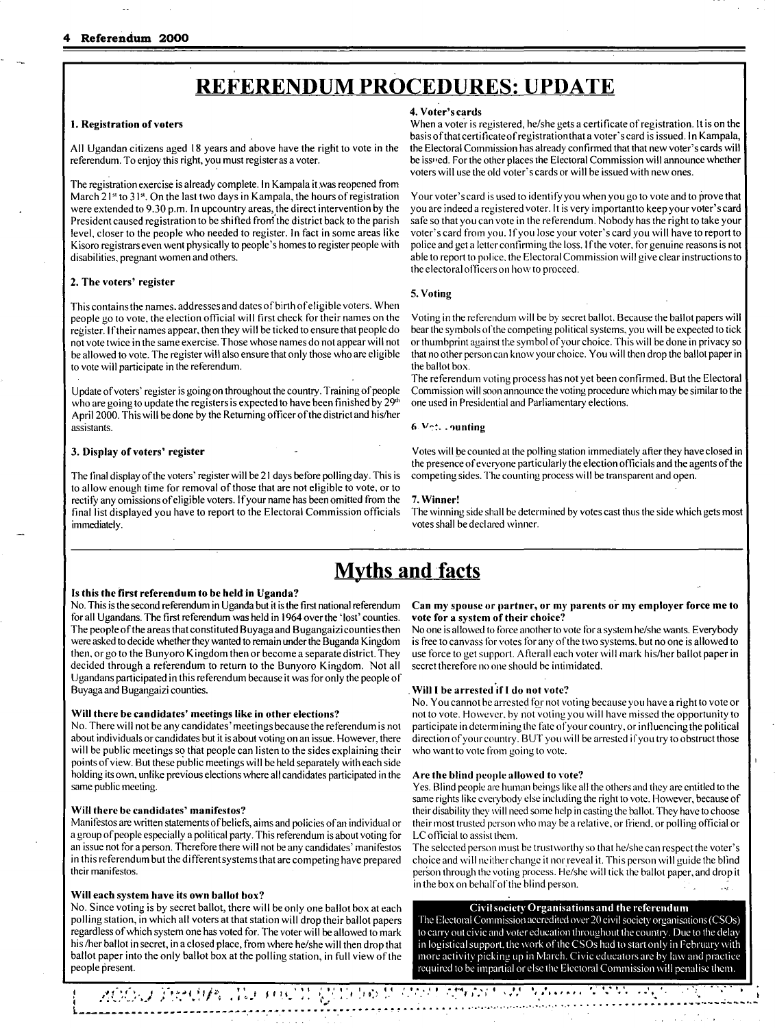# REFERENDUM PROCEDURES: UPDATE

### 1. Registration of voters

All Ugandan citizens aged 18 years and above have the right to vote in the referendum. To enjoy this right, you must register as a voter.

The registration exercise is already complete. In Kampala it was reopened from March 21st to 31st. On the last two days in Kampala, the hours of registration were extended to 9.30 p.m. In upcountry areas, the direct intervention by the President caused registration to be shifted from the district back to the parish level, closer to the people who needed to register. In fact in some areas like Kisoro registrars even went physically to people's homes to register people with disabilities, pregnant women and others.

### 2. The voters' register

This contains the names, addresses and dates of birth of eligible voters. When people go to vote, the election official will first check for their names on the register. If their names appear, then they will be ticked to ensure that people do not vote twice in the same exercise. Those whose names do not appear will not be allowed to vote. The register will also ensure that only those who are eligible to vote will participate in the referendum.

Update of voters' register is going on throughout the country. Training of people who are going to update the registers is expected to have been finished by 29th April 2000. This will be done by the Returning officer of the district and his/her assistants.

### 3. Display of voters' register

The final display of the voters' register will be 21 days before polling day. This is to allow enough time for removal of those that are not eligible to vote, or to rectify any omissions of eligible voters. If your name has been omitted from the final list displayed you have to report to the Electoral Commission officials immediately.

### 4. Voter's cards

When a voter is registered, he/she gets a certificate of registration. It is on the basis of that certificate of registration that a voter's card is issued. In Kampala, the Electoral Commission has already confirmed that that new voter's cards will be issued. For the other places the Electoral Commission will announce whether voters will use the old voter's cards or will be issued with new ones.

Your voter's card is used to identify you when you go to vote and to prove that you are indeed a registered voter. It is very important to keep your voter's card safe so that you can vote in the referendum. Nobody has the right to take your voter's card from you. If you lose your voter's card you will have to report to police and get a letter confirming the loss. If the voter, for genuine reasons is not able to report to police, the Electoral Commission will give clear instructions to the electoral officers on how to proceed.

### 5. Voting

Voting in the referendum will be by secret ballot. Because the ballot papers will bear the symbols of the competing political systems, you will be expected to tick or thumbprint against the symbol of your choice. This will be done in privacy so that no other person can know your choice. You will then drop the ballot paper in the ballot box.

The referendum voting process has not yet been confirmed. But the Electoral Commission will soon announce the voting procedure which may be similar to the one used in Presidential and Parliamentary elections.

### 6. Vote counting

Votes will be counted at the polling station immediately after they have closed in the presence of everyone particularly the election officials and the agents of the competing sides. The counting process will be transparent and open.

### 7. Winner!

The winning side shall be determined by votes cast thus the side which gets most votes shall be declared winner.

# Myths and facts

**Is this the first referendum to be held in Uganda?**

No. This is the second referendum in Uganda but it is the first national referendum for all Ugandans. The first referendum was held in 1964 over the 'lost' counties. The people of the areas that constituted Buyaga and Bugangaizi counties then were asked to decide whether they wanted to remain under the Buganda Kingdom then, or go to the Bunyoro Kingdom then or become a separate district. They decided through a referendum to return to the Bunyoro Kingdom. Not all Ugandans participated in this referendum because it was for only the people of Buyaga and Bugangaizi counties.

**Will there be candidates' meetings like in other elections?**

No. There will not be any candidates' meetings because the referendum is not about individuals or candidates but it is about voting on an issue. However, there will be public meetings so that people can listen to the sides explaining their points of view. But these public meetings will be held separately with each side holding its own, unlike previous elections where all candidates participated in the same public meeting.

**Will there be candidates' manifestos?**

Manifestos are written statements of beliefs, aims and policies of an individual or a group of people especially a political party. This referendum is about voting for an issue not for a person. Therefore there will not be any candidates' manifestos in this referendum but the different systems that are competing have prepared their manifestos.

**Will each system have its own ballot box?**

No. Since voting is by secret ballot, there will be only one ballot box at each polling station, in which all voters at that station will drop their ballot papers regardless of which system one has voted for. The voter will be allowed to mark his/her ballot in secret, in a closed place, from where he/she will then drop that ballot paper into the only ballot box at the polling station, in full view of the people present.

**Can my spouse or partner, or my parents or my employer force me to vote for a system of their choice?**

No one is allowed to force another to vote for a system he/she wants. Everybody is free to canvass for votes for any of the two systems, but no one is allowed to use force to get support. After all each voter will mark his/her ballot paper in secret therefore no one should be intimidated.

**Will I be arrested if I do not vote?**

No. You cannot be arrested for not voting because you have a right to vote or not to vote. However, by not voting you will have missed the opportunity to participate in determining the fate of your country, or influencing the political direction of your country. BUT you will be arrested if you try to obstruct those who want to vote from going to vote.

**Are the blind people allowed to vote?**

Yes. Blind people are human beings like all the others and they are entitled to the same rights like everybody else including the right to vote. However, because of their disability they will need some help in casting the ballot. They have to choose their most trusted person who may be a relative, or friend, or polling official or LC official to assist them.

The selected person must be trustworthy so that he/she can respect the voter's choice and will neither change it nor reveal it. This person will guide the blind person through the voting process. He/she will tick the ballot paper, and drop it in the box on behalf of the blind person.

**Civil society Organisations and the referendum**

The Electoral Commission accredited over 20 civil society organisations (CSOs) to carry out civic and voter education throughout the country. Due to the delay in logistical support, the work of the CSOs had to start only in February with more activity picking up in March. Civic educators are by law and practice required to be impartial or else the Electoral Commission will penalise them.